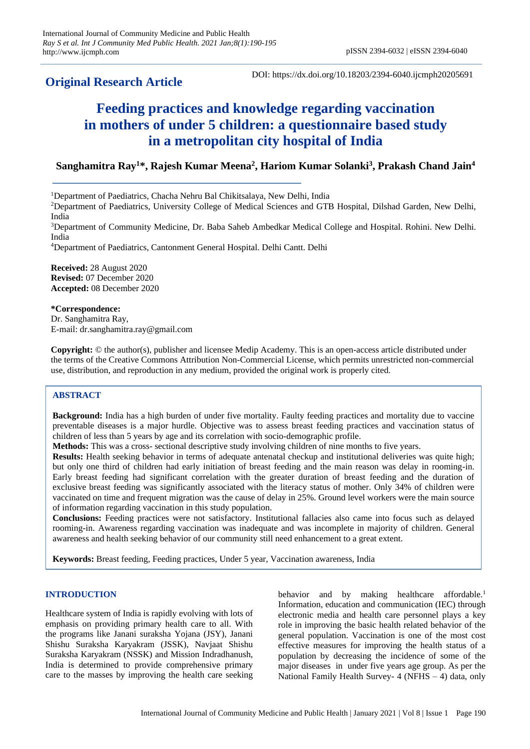**Original Research Article**

DOI: https://dx.doi.org/10.18203/2394-6040.ijcmph20205691

# Feeding practices and knowledge regarding vaccination in mothers of under 5 children: a questionnaire based study in a metropolitan city hospital of India

**Sanghamitra Ray[1]*, Rajesh Kumar Meena[2], Hariom Kumar Solanki[3], Prakash Chand Jain[4]**

[1]Department of Paediatrics, Chacha Nehru Bal Chikitsalaya, New Delhi, India

[2]Department of Paediatrics, University College of Medical Sciences and GTB Hospital, Dilshad Garden, New Delhi, India

[3]Department of Community Medicine, Dr. Baba Saheb Ambedkar Medical College and Hospital. Rohini. New Delhi. India

[4]Department of Paediatrics, Cantonment General Hospital. Delhi Cantt. Delhi

**Received:** 28 August 2020
**Revised:** 07 December 2020
**Accepted:** 08 December 2020

**\*Correspondence:**
Dr. Sanghamitra Ray,
E-mail: dr.sanghamitra.ray@gmail.com

**Copyright:** © the author(s), publisher and licensee Medip Academy. This is an open-access article distributed under the terms of the Creative Commons Attribution Non-Commercial License, which permits unrestricted non-commercial use, distribution, and reproduction in any medium, provided the original work is properly cited.

## ABSTRACT

**Background:** India has a high burden of under five mortality. Faulty feeding practices and mortality due to vaccine preventable diseases is a major hurdle. Objective was to assess breast feeding practices and vaccination status of children of less than 5 years by age and its correlation with socio-demographic profile.

**Methods:** This was a cross- sectional descriptive study involving children of nine months to five years.

**Results:** Health seeking behavior in terms of adequate antenatal checkup and institutional deliveries was quite high; but only one third of children had early initiation of breast feeding and the main reason was delay in rooming-in. Early breast feeding had significant correlation with the greater duration of breast feeding and the duration of exclusive breast feeding was significantly associated with the literacy status of mother. Only 34% of children were vaccinated on time and frequent migration was the cause of delay in 25%. Ground level workers were the main source of information regarding vaccination in this study population.

**Conclusions:** Feeding practices were not satisfactory. Institutional fallacies also came into focus such as delayed rooming-in. Awareness regarding vaccination was inadequate and was incomplete in majority of children. General awareness and health seeking behavior of our community still need enhancement to a great extent.

**Keywords:** Breast feeding, Feeding practices, Under 5 year, Vaccination awareness, India

## INTRODUCTION

Healthcare system of India is rapidly evolving with lots of emphasis on providing primary health care to all. With the programs like Janani suraksha Yojana (JSY), Janani Shishu Suraksha Karyakram (JSSK), Navjaat Shishu Suraksha Karyakram (NSSK) and Mission Indradhanush, India is determined to provide comprehensive primary care to the masses by improving the health care seeking behavior and by making healthcare affordable.[1] Information, education and communication (IEC) through electronic media and health care personnel plays a key role in improving the basic health related behavior of the general population. Vaccination is one of the most cost effective measures for improving the health status of a population by decreasing the incidence of some of the major diseases in under five years age group. As per the National Family Health Survey- 4 (NFHS – 4) data, only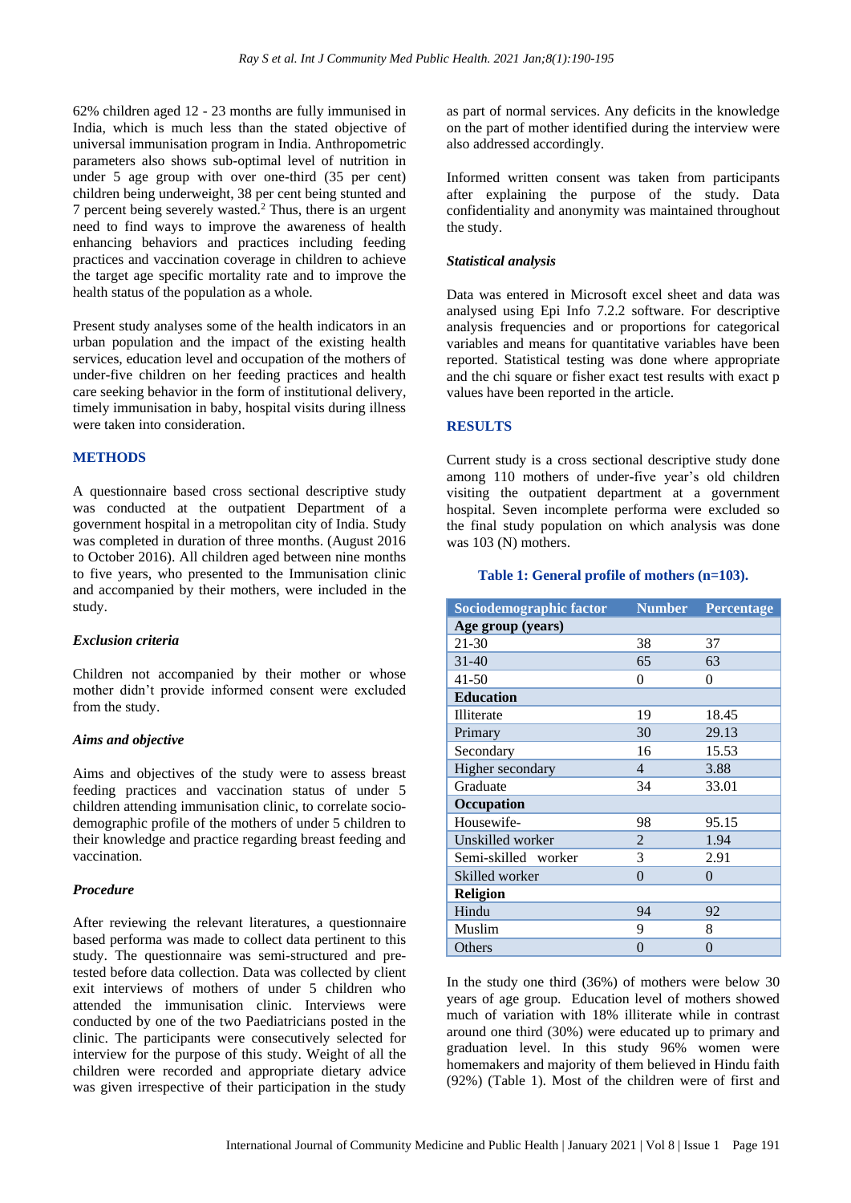62% children aged 12 - 23 months are fully immunised in India, which is much less than the stated objective of universal immunisation program in India. Anthropometric parameters also shows sub-optimal level of nutrition in under 5 age group with over one-third (35 per cent) children being underweight, 38 per cent being stunted and 7 percent being severely wasted.[2] Thus, there is an urgent need to find ways to improve the awareness of health enhancing behaviors and practices including feeding practices and vaccination coverage in children to achieve the target age specific mortality rate and to improve the health status of the population as a whole.

Present study analyses some of the health indicators in an urban population and the impact of the existing health services, education level and occupation of the mothers of under-five children on her feeding practices and health care seeking behavior in the form of institutional delivery, timely immunisation in baby, hospital visits during illness were taken into consideration.

## METHODS

A questionnaire based cross sectional descriptive study was conducted at the outpatient Department of a government hospital in a metropolitan city of India. Study was completed in duration of three months. (August 2016 to October 2016). All children aged between nine months to five years, who presented to the Immunisation clinic and accompanied by their mothers, were included in the study.

### *Exclusion criteria*

Children not accompanied by their mother or whose mother didn't provide informed consent were excluded from the study.

### *Aims and objective*

Aims and objectives of the study were to assess breast feeding practices and vaccination status of under 5 children attending immunisation clinic, to correlate socio-demographic profile of the mothers of under 5 children to their knowledge and practice regarding breast feeding and vaccination.

### *Procedure*

After reviewing the relevant literatures, a questionnaire based performa was made to collect data pertinent to this study. The questionnaire was semi-structured and pre-tested before data collection. Data was collected by client exit interviews of mothers of under 5 children who attended the immunisation clinic. Interviews were conducted by one of the two Paediatricians posted in the clinic. The participants were consecutively selected for interview for the purpose of this study. Weight of all the children were recorded and appropriate dietary advice was given irrespective of their participation in the study as part of normal services. Any deficits in the knowledge on the part of mother identified during the interview were also addressed accordingly.

Informed written consent was taken from participants after explaining the purpose of the study. Data confidentiality and anonymity was maintained throughout the study.

### *Statistical analysis*

Data was entered in Microsoft excel sheet and data was analysed using Epi Info 7.2.2 software. For descriptive analysis frequencies and or proportions for categorical variables and means for quantitative variables have been reported. Statistical testing was done where appropriate and the chi square or fisher exact test results with exact p values have been reported in the article.

## RESULTS

Current study is a cross sectional descriptive study done among 110 mothers of under-five year's old children visiting the outpatient department at a government hospital. Seven incomplete performa were excluded so the final study population on which analysis was done was 103 (N) mothers.

**Table 1: General profile of mothers (n=103).**

| Sociodemographic factor | Number | Percentage |
|---|---|---|
| **Age group (years)** | | |
| 21-30 | 38 | 37 |
| 31-40 | 65 | 63 |
| 41-50 | 0 | 0 |
| **Education** | | |
| Illiterate | 19 | 18.45 |
| Primary | 30 | 29.13 |
| Secondary | 16 | 15.53 |
| Higher secondary | 4 | 3.88 |
| Graduate | 34 | 33.01 |
| **Occupation** | | |
| Housewife- | 98 | 95.15 |
| Unskilled worker | 2 | 1.94 |
| Semi-skilled worker | 3 | 2.91 |
| Skilled worker | 0 | 0 |
| **Religion** | | |
| Hindu | 94 | 92 |
| Muslim | 9 | 8 |
| Others | 0 | 0 |

In the study one third (36%) of mothers were below 30 years of age group. Education level of mothers showed much of variation with 18% illiterate while in contrast around one third (30%) were educated up to primary and graduation level. In this study 96% women were homemakers and majority of them believed in Hindu faith (92%) (Table 1). Most of the children were of first and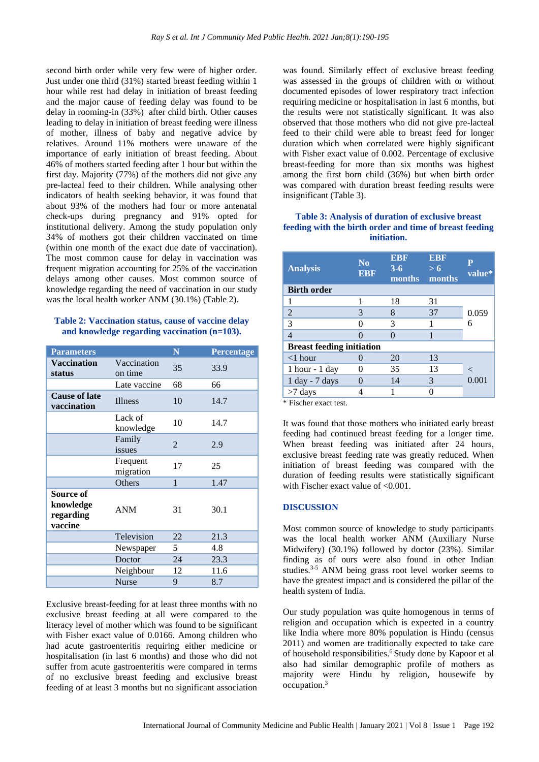second birth order while very few were of higher order. Just under one third (31%) started breast feeding within 1 hour while rest had delay in initiation of breast feeding and the major cause of feeding delay was found to be delay in rooming-in (33%) after child birth. Other causes leading to delay in initiation of breast feeding were illness of mother, illness of baby and negative advice by relatives. Around 11% mothers were unaware of the importance of early initiation of breast feeding. About 46% of mothers started feeding after 1 hour but within the first day. Majority (77%) of the mothers did not give any pre-lacteal feed to their children. While analysing other indicators of health seeking behavior, it was found that about 93% of the mothers had four or more antenatal check-ups during pregnancy and 91% opted for institutional delivery. Among the study population only 34% of mothers got their children vaccinated on time (within one month of the exact due date of vaccination). The most common cause for delay in vaccination was frequent migration accounting for 25% of the vaccination delays among other causes. Most common source of knowledge regarding the need of vaccination in our study was the local health worker ANM (30.1%) (Table 2).

**Table 2: Vaccination status, cause of vaccine delay and knowledge regarding vaccination (n=103).**

| Parameters | | N | Percentage |
|---|---|---|---|
| **Vaccination status** | Vaccination on time | 35 | 33.9 |
| | Late vaccine | 68 | 66 |
| **Cause of late vaccination** | Illness | 10 | 14.7 |
| | Lack of knowledge | 10 | 14.7 |
| | Family issues | 2 | 2.9 |
| | Frequent migration | 17 | 25 |
| | Others | 1 | 1.47 |
| **Source of knowledge regarding vaccine** | ANM | 31 | 30.1 |
| | Television | 22 | 21.3 |
| | Newspaper | 5 | 4.8 |
| | Doctor | 24 | 23.3 |
| | Neighbour | 12 | 11.6 |
| | Nurse | 9 | 8.7 |

Exclusive breast-feeding for at least three months with no exclusive breast feeding at all were compared to the literacy level of mother which was found to be significant with Fisher exact value of 0.0166. Among children who had acute gastroenteritis requiring either medicine or hospitalisation (in last 6 months) and those who did not suffer from acute gastroenteritis were compared in terms of no exclusive breast feeding and exclusive breast feeding of at least 3 months but no significant association was found. Similarly effect of exclusive breast feeding was assessed in the groups of children with or without documented episodes of lower respiratory tract infection requiring medicine or hospitalisation in last 6 months, but the results were not statistically significant. It was also observed that those mothers who did not give pre-lacteal feed to their child were able to breast feed for longer duration which when correlated were highly significant with Fisher exact value of 0.002. Percentage of exclusive breast-feeding for more than six months was highest among the first born child (36%) but when birth order was compared with duration breast feeding results were insignificant (Table 3).

**Table 3: Analysis of duration of exclusive breast feeding with the birth order and time of breast feeding initiation.**

| Analysis | No EBF | EBF 3-6 months | EBF > 6 months | P value* |
|---|---|---|---|---|
| **Birth order** | | | | |
| 1 | 1 | 18 | 31 | 0.0596 |
| 2 | 3 | 8 | 37 | |
| 3 | 0 | 3 | 1 | |
| 4 | 0 | 0 | 1 | |
| **Breast feeding initiation** | | | | |
| <1 hour | 0 | 20 | 13 | < 0.001 |
| 1 hour - 1 day | 0 | 35 | 13 | |
| 1 day - 7 days | 0 | 14 | 3 | |
| >7 days | 4 | 1 | 0 | |

\* Fischer exact test.

It was found that those mothers who initiated early breast feeding had continued breast feeding for a longer time. When breast feeding was initiated after 24 hours, exclusive breast feeding rate was greatly reduced. When initiation of breast feeding was compared with the duration of feeding results were statistically significant with Fischer exact value of <0.001.

## DISCUSSION

Most common source of knowledge to study participants was the local health worker ANM (Auxiliary Nurse Midwifery) (30.1%) followed by doctor (23%). Similar finding as of ours were also found in other Indian studies.[3-5] ANM being grass root level worker seems to have the greatest impact and is considered the pillar of the health system of India.

Our study population was quite homogenous in terms of religion and occupation which is expected in a country like India where more 80% population is Hindu (census 2011) and women are traditionally expected to take care of household responsibilities.[6] Study done by Kapoor et al also had similar demographic profile of mothers as majority were Hindu by religion, housewife by occupation.[3]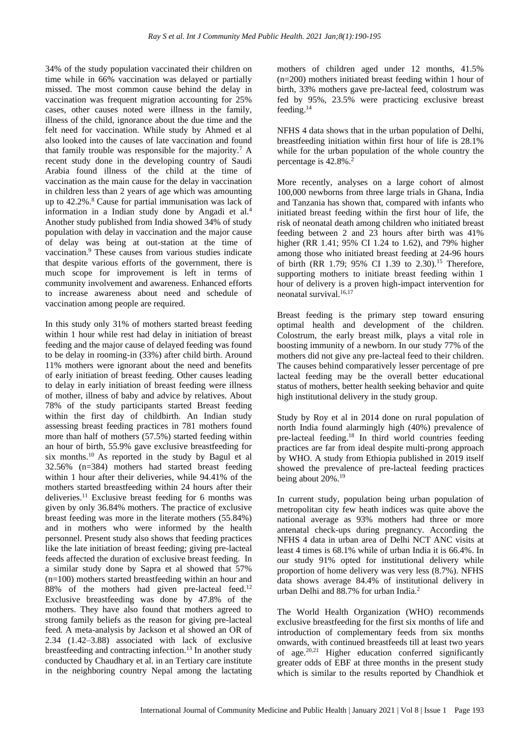34% of the study population vaccinated their children on time while in 66% vaccination was delayed or partially missed. The most common cause behind the delay in vaccination was frequent migration accounting for 25% cases, other causes noted were illness in the family, illness of the child, ignorance about the due time and the felt need for vaccination. While study by Ahmed et al also looked into the causes of late vaccination and found that family trouble was responsible for the majority.[7] A recent study done in the developing country of Saudi Arabia found illness of the child at the time of vaccination as the main cause for the delay in vaccination in children less than 2 years of age which was amounting up to 42.2%.[8] Cause for partial immunisation was lack of information in a Indian study done by Angadi et al.[4] Another study published from India showed 34% of study population with delay in vaccination and the major cause of delay was being at out-station at the time of vaccination.[9] These causes from various studies indicate that despite various efforts of the government, there is much scope for improvement is left in terms of community involvement and awareness. Enhanced efforts to increase awareness about need and schedule of vaccination among people are required.

In this study only 31% of mothers started breast feeding within 1 hour while rest had delay in initiation of breast feeding and the major cause of delayed feeding was found to be delay in rooming-in (33%) after child birth. Around 11% mothers were ignorant about the need and benefits of early initiation of breast feeding. Other causes leading to delay in early initiation of breast feeding were illness of mother, illness of baby and advice by relatives. About 78% of the study participants started Breast feeding within the first day of childbirth. An Indian study assessing breast feeding practices in 781 mothers found more than half of mothers (57.5%) started feeding within an hour of birth, 55.9% gave exclusive breastfeeding for six months.[10] As reported in the study by Bagul et al 32.56% (n=384) mothers had started breast feeding within 1 hour after their deliveries, while 94.41% of the mothers started breastfeeding within 24 hours after their deliveries.[11] Exclusive breast feeding for 6 months was given by only 36.84% mothers. The practice of exclusive breast feeding was more in the literate mothers (55.84%) and in mothers who were informed by the health personnel. Present study also shows that feeding practices like the late initiation of breast feeding; giving pre-lacteal feeds affected the duration of exclusive breast feeding. In a similar study done by Sapra et al showed that 57% (n=100) mothers started breastfeeding within an hour and 88% of the mothers had given pre-lacteal feed.[12] Exclusive breastfeeding was done by 47.8% of the mothers. They have also found that mothers agreed to strong family beliefs as the reason for giving pre-lacteal feed. A meta-analysis by Jackson et al showed an OR of 2.34 (1.42–3.88) associated with lack of exclusive breastfeeding and contracting infection.[13] In another study conducted by Chaudhary et al. in an Tertiary care institute in the neighboring country Nepal among the lactating mothers of children aged under 12 months, 41.5% (n=200) mothers initiated breast feeding within 1 hour of birth, 33% mothers gave pre-lacteal feed, colostrum was fed by 95%, 23.5% were practicing exclusive breast feeding.[14]

NFHS 4 data shows that in the urban population of Delhi, breastfeeding initiation within first hour of life is 28.1% while for the urban population of the whole country the percentage is 42.8%.[2]

More recently, analyses on a large cohort of almost 100,000 newborns from three large trials in Ghana, India and Tanzania has shown that, compared with infants who initiated breast feeding within the first hour of life, the risk of neonatal death among children who initiated breast feeding between 2 and 23 hours after birth was 41% higher (RR 1.41; 95% CI 1.24 to 1.62), and 79% higher among those who initiated breast feeding at 24-96 hours of birth (RR 1.79; 95% CI 1.39 to 2.30).[15] Therefore, supporting mothers to initiate breast feeding within 1 hour of delivery is a proven high-impact intervention for neonatal survival.[16,17]

Breast feeding is the primary step toward ensuring optimal health and development of the children. Colostrum, the early breast milk, plays a vital role in boosting immunity of a newborn. In our study 77% of the mothers did not give any pre-lacteal feed to their children. The causes behind comparatively lesser percentage of pre lacteal feeding may be the overall better educational status of mothers, better health seeking behavior and quite high institutional delivery in the study group.

Study by Roy et al in 2014 done on rural population of north India found alarmingly high (40%) prevalence of pre-lacteal feeding.[18] In third world countries feeding practices are far from ideal despite multi-prong approach by WHO. A study from Ethiopia published in 2019 itself showed the prevalence of pre-lacteal feeding practices being about 20%.[19]

In current study, population being urban population of metropolitan city few heath indices was quite above the national average as 93% mothers had three or more antenatal check-ups during pregnancy. According the NFHS 4 data in urban area of Delhi NCT ANC visits at least 4 times is 68.1% while of urban India it is 66.4%. In our study 91% opted for institutional delivery while proportion of home delivery was very less (8.7%). NFHS data shows average 84.4% of institutional delivery in urban Delhi and 88.7% for urban India.[2]

The World Health Organization (WHO) recommends exclusive breastfeeding for the first six months of life and introduction of complementary feeds from six months onwards, with continued breastfeeds till at least two years of age.[20,21] Higher education conferred significantly greater odds of EBF at three months in the present study which is similar to the results reported by Chandhiok et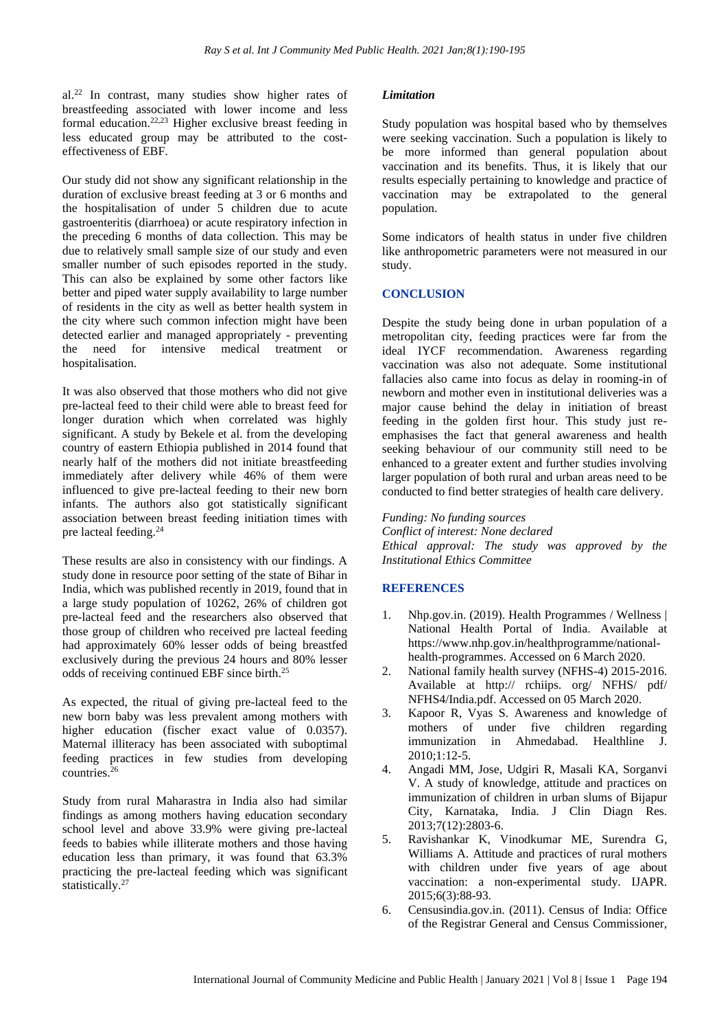al.[22] In contrast, many studies show higher rates of breastfeeding associated with lower income and less formal education.[22,23] Higher exclusive breast feeding in less educated group may be attributed to the cost-effectiveness of EBF.

Our study did not show any significant relationship in the duration of exclusive breast feeding at 3 or 6 months and the hospitalisation of under 5 children due to acute gastroenteritis (diarrhoea) or acute respiratory infection in the preceding 6 months of data collection. This may be due to relatively small sample size of our study and even smaller number of such episodes reported in the study. This can also be explained by some other factors like better and piped water supply availability to large number of residents in the city as well as better health system in the city where such common infection might have been detected earlier and managed appropriately - preventing the need for intensive medical treatment or hospitalisation.

It was also observed that those mothers who did not give pre-lacteal feed to their child were able to breast feed for longer duration which when correlated was highly significant. A study by Bekele et al. from the developing country of eastern Ethiopia published in 2014 found that nearly half of the mothers did not initiate breastfeeding immediately after delivery while 46% of them were influenced to give pre-lacteal feeding to their new born infants. The authors also got statistically significant association between breast feeding initiation times with pre lacteal feeding.[24]

These results are also in consistency with our findings. A study done in resource poor setting of the state of Bihar in India, which was published recently in 2019, found that in a large study population of 10262, 26% of children got pre-lacteal feed and the researchers also observed that those group of children who received pre lacteal feeding had approximately 60% lesser odds of being breastfed exclusively during the previous 24 hours and 80% lesser odds of receiving continued EBF since birth.[25]

As expected, the ritual of giving pre-lacteal feed to the new born baby was less prevalent among mothers with higher education (fischer exact value of 0.0357). Maternal illiteracy has been associated with suboptimal feeding practices in few studies from developing countries.[26]

Study from rural Maharastra in India also had similar findings as among mothers having education secondary school level and above 33.9% were giving pre-lacteal feeds to babies while illiterate mothers and those having education less than primary, it was found that 63.3% practicing the pre-lacteal feeding which was significant statistically.[27]

### *Limitation*

Study population was hospital based who by themselves were seeking vaccination. Such a population is likely to be more informed than general population about vaccination and its benefits. Thus, it is likely that our results especially pertaining to knowledge and practice of vaccination may be extrapolated to the general population.

Some indicators of health status in under five children like anthropometric parameters were not measured in our study.

## CONCLUSION

Despite the study being done in urban population of a metropolitan city, feeding practices were far from the ideal IYCF recommendation. Awareness regarding vaccination was also not adequate. Some institutional fallacies also came into focus as delay in rooming-in of newborn and mother even in institutional deliveries was a major cause behind the delay in initiation of breast feeding in the golden first hour. This study just re-emphasises the fact that general awareness and health seeking behaviour of our community still need to be enhanced to a greater extent and further studies involving larger population of both rural and urban areas need to be conducted to find better strategies of health care delivery.

*Funding: No funding sources*
*Conflict of interest: None declared*
*Ethical approval: The study was approved by the Institutional Ethics Committee*

## REFERENCES

1. Nhp.gov.in. (2019). Health Programmes / Wellness | National Health Portal of India. Available at https://www.nhp.gov.in/healthprogramme/national-health-programmes. Accessed on 6 March 2020.
2. National family health survey (NFHS-4) 2015-2016. Available at http:// rchiips. org/ NFHS/ pdf/ NFHS4/India.pdf. Accessed on 05 March 2020.
3. Kapoor R, Vyas S. Awareness and knowledge of mothers of under five children regarding immunization in Ahmedabad. Healthline J. 2010;1:12-5.
4. Angadi MM, Jose, Udgiri R, Masali KA, Sorganvi V. A study of knowledge, attitude and practices on immunization of children in urban slums of Bijapur City, Karnataka, India. J Clin Diagn Res. 2013;7(12):2803-6.
5. Ravishankar K, Vinodkumar ME, Surendra G, Williams A. Attitude and practices of rural mothers with children under five years of age about vaccination: a non-experimental study. IJAPR. 2015;6(3):88-93.
6. Censusindia.gov.in. (2011). Census of India: Office of the Registrar General and Census Commissioner,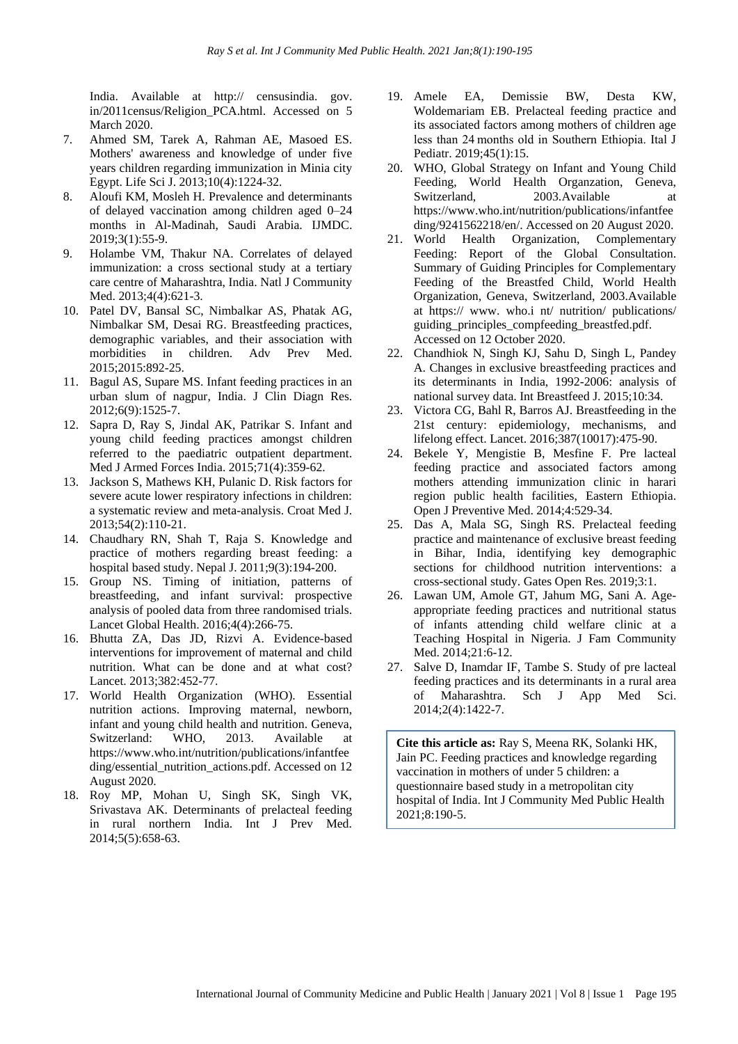India. Available at http:// censusindia. gov. in/2011census/Religion_PCA.html. Accessed on 5 March 2020.

7. Ahmed SM, Tarek A, Rahman AE, Masoed ES. Mothers' awareness and knowledge of under five years children regarding immunization in Minia city Egypt. Life Sci J. 2013;10(4):1224-32.
8. Aloufi KM, Mosleh H. Prevalence and determinants of delayed vaccination among children aged 0–24 months in Al-Madinah, Saudi Arabia. IJMDC. 2019;3(1):55-9.
9. Holambe VM, Thakur NA. Correlates of delayed immunization: a cross sectional study at a tertiary care centre of Maharashtra, India. Natl J Community Med. 2013;4(4):621-3.
10. Patel DV, Bansal SC, Nimbalkar AS, Phatak AG, Nimbalkar SM, Desai RG. Breastfeeding practices, demographic variables, and their association with morbidities in children. Adv Prev Med. 2015;2015:892-25.
11. Bagul AS, Supare MS. Infant feeding practices in an urban slum of nagpur, India. J Clin Diagn Res. 2012;6(9):1525-7.
12. Sapra D, Ray S, Jindal AK, Patrikar S. Infant and young child feeding practices amongst children referred to the paediatric outpatient department. Med J Armed Forces India. 2015;71(4):359-62.
13. Jackson S, Mathews KH, Pulanic D. Risk factors for severe acute lower respiratory infections in children: a systematic review and meta-analysis. Croat Med J. 2013;54(2):110-21.
14. Chaudhary RN, Shah T, Raja S. Knowledge and practice of mothers regarding breast feeding: a hospital based study. Nepal J. 2011;9(3):194-200.
15. Group NS. Timing of initiation, patterns of breastfeeding, and infant survival: prospective analysis of pooled data from three randomised trials. Lancet Global Health. 2016;4(4):266-75.
16. Bhutta ZA, Das JD, Rizvi A. Evidence-based interventions for improvement of maternal and child nutrition. What can be done and at what cost? Lancet. 2013;382:452-77.
17. World Health Organization (WHO). Essential nutrition actions. Improving maternal, newborn, infant and young child health and nutrition. Geneva, Switzerland: WHO, 2013. Available at https://www.who.int/nutrition/publications/infantfeeding/essential_nutrition_actions.pdf. Accessed on 12 August 2020.
18. Roy MP, Mohan U, Singh SK, Singh VK, Srivastava AK. Determinants of prelacteal feeding in rural northern India. Int J Prev Med. 2014;5(5):658-63.
19. Amele EA, Demissie BW, Desta KW, Woldemariam EB. Prelacteal feeding practice and its associated factors among mothers of children age less than 24 months old in Southern Ethiopia. Ital J Pediatr. 2019;45(1):15.
20. WHO, Global Strategy on Infant and Young Child Feeding, World Health Organzation, Geneva, Switzerland, 2003.Available at https://www.who.int/nutrition/publications/infantfeeding/9241562218/en/. Accessed on 20 August 2020.
21. World Health Organization, Complementary Feeding: Report of the Global Consultation. Summary of Guiding Principles for Complementary Feeding of the Breastfed Child, World Health Organization, Geneva, Switzerland, 2003.Available at https:// www. who.i nt/ nutrition/ publications/ guiding_principles_compfeeding_breastfed.pdf. Accessed on 12 October 2020.
22. Chandhiok N, Singh KJ, Sahu D, Singh L, Pandey A. Changes in exclusive breastfeeding practices and its determinants in India, 1992-2006: analysis of national survey data. Int Breastfeed J. 2015;10:34.
23. Victora CG, Bahl R, Barros AJ. Breastfeeding in the 21st century: epidemiology, mechanisms, and lifelong effect. Lancet. 2016;387(10017):475-90.
24. Bekele Y, Mengistie B, Mesfine F. Pre lacteal feeding practice and associated factors among mothers attending immunization clinic in harari region public health facilities, Eastern Ethiopia. Open J Preventive Med. 2014;4:529-34.
25. Das A, Mala SG, Singh RS. Prelacteal feeding practice and maintenance of exclusive breast feeding in Bihar, India, identifying key demographic sections for childhood nutrition interventions: a cross-sectional study. Gates Open Res. 2019;3:1.
26. Lawan UM, Amole GT, Jahum MG, Sani A. Age-appropriate feeding practices and nutritional status of infants attending child welfare clinic at a Teaching Hospital in Nigeria. J Fam Community Med. 2014;21:6-12.
27. Salve D, Inamdar IF, Tambe S. Study of pre lacteal feeding practices and its determinants in a rural area of Maharashtra. Sch J App Med Sci. 2014;2(4):1422-7.

**Cite this article as:** Ray S, Meena RK, Solanki HK, Jain PC. Feeding practices and knowledge regarding vaccination in mothers of under 5 children: a questionnaire based study in a metropolitan city hospital of India. Int J Community Med Public Health 2021;8:190-5.